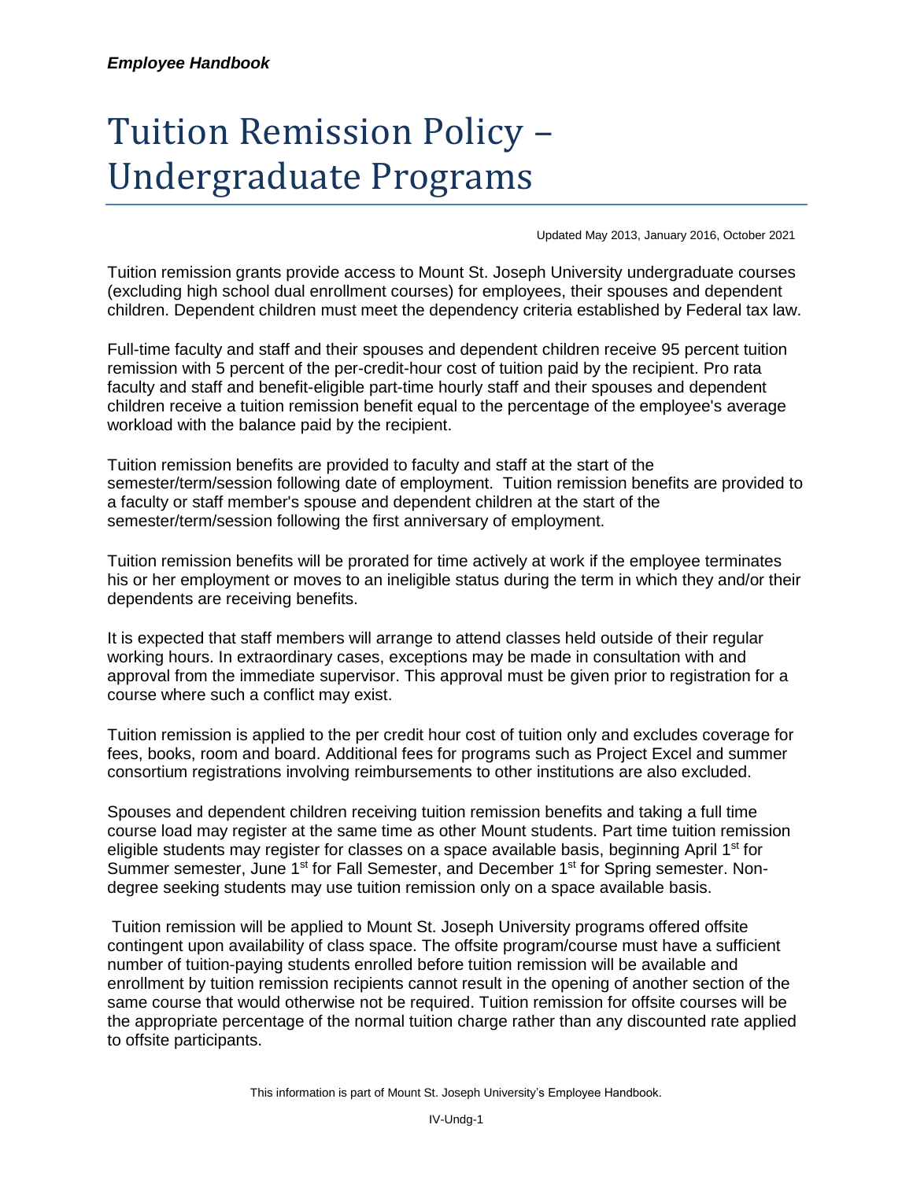# Tuition Remission Policy – Undergraduate Programs

Updated May 2013, January 2016, October 2021

Tuition remission grants provide access to Mount St. Joseph University undergraduate courses (excluding high school dual enrollment courses) for employees, their spouses and dependent children. Dependent children must meet the dependency criteria established by Federal tax law.

Full-time faculty and staff and their spouses and dependent children receive 95 percent tuition remission with 5 percent of the per-credit-hour cost of tuition paid by the recipient. Pro rata faculty and staff and benefit-eligible part-time hourly staff and their spouses and dependent children receive a tuition remission benefit equal to the percentage of the employee's average workload with the balance paid by the recipient.

Tuition remission benefits are provided to faculty and staff at the start of the semester/term/session following date of employment. Tuition remission benefits are provided to a faculty or staff member's spouse and dependent children at the start of the semester/term/session following the first anniversary of employment.

Tuition remission benefits will be prorated for time actively at work if the employee terminates his or her employment or moves to an ineligible status during the term in which they and/or their dependents are receiving benefits.

It is expected that staff members will arrange to attend classes held outside of their regular working hours. In extraordinary cases, exceptions may be made in consultation with and approval from the immediate supervisor. This approval must be given prior to registration for a course where such a conflict may exist.

Tuition remission is applied to the per credit hour cost of tuition only and excludes coverage for fees, books, room and board. Additional fees for programs such as Project Excel and summer consortium registrations involving reimbursements to other institutions are also excluded.

Spouses and dependent children receiving tuition remission benefits and taking a full time course load may register at the same time as other Mount students. Part time tuition remission eligible students may register for classes on a space available basis, beginning April 1st for Summer semester, June 1st for Fall Semester, and December 1st for Spring semester. Non-degree seeking students may use tuition remission only on a space available basis.

Tuition remission will be applied to Mount St. Joseph University programs offered offsite contingent upon availability of class space. The offsite program/course must have a sufficient number of tuition-paying students enrolled before tuition remission will be available and enrollment by tuition remission recipients cannot result in the opening of another section of the same course that would otherwise not be required. Tuition remission for offsite courses will be the appropriate percentage of the normal tuition charge rather than any discounted rate applied to offsite participants.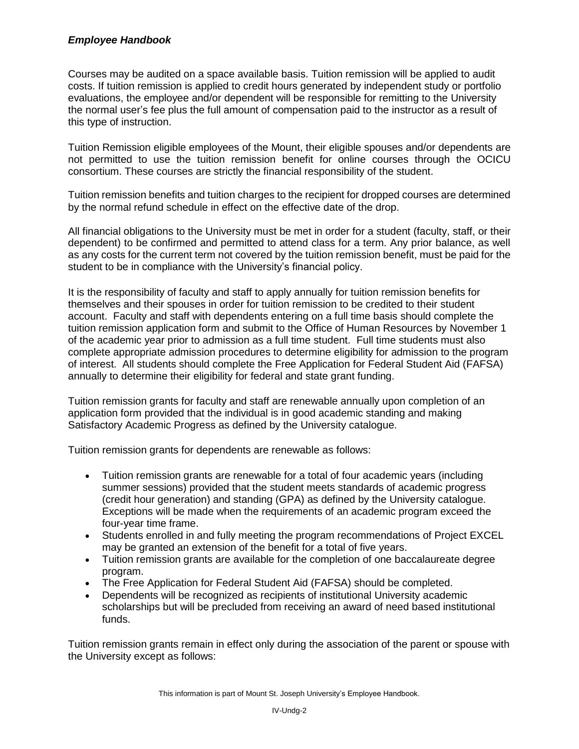Courses may be audited on a space available basis. Tuition remission will be applied to audit costs. If tuition remission is applied to credit hours generated by independent study or portfolio evaluations, the employee and/or dependent will be responsible for remitting to the University the normal user's fee plus the full amount of compensation paid to the instructor as a result of this type of instruction.

Tuition Remission eligible employees of the Mount, their eligible spouses and/or dependents are not permitted to use the tuition remission benefit for online courses through the OCICU consortium. These courses are strictly the financial responsibility of the student.

Tuition remission benefits and tuition charges to the recipient for dropped courses are determined by the normal refund schedule in effect on the effective date of the drop.

All financial obligations to the University must be met in order for a student (faculty, staff, or their dependent) to be confirmed and permitted to attend class for a term. Any prior balance, as well as any costs for the current term not covered by the tuition remission benefit, must be paid for the student to be in compliance with the University's financial policy.

It is the responsibility of faculty and staff to apply annually for tuition remission benefits for themselves and their spouses in order for tuition remission to be credited to their student account. Faculty and staff with dependents entering on a full time basis should complete the tuition remission application form and submit to the Office of Human Resources by November 1 of the academic year prior to admission as a full time student. Full time students must also complete appropriate admission procedures to determine eligibility for admission to the program of interest. All students should complete the Free Application for Federal Student Aid (FAFSA) annually to determine their eligibility for federal and state grant funding.

Tuition remission grants for faculty and staff are renewable annually upon completion of an application form provided that the individual is in good academic standing and making Satisfactory Academic Progress as defined by the University catalogue.

Tuition remission grants for dependents are renewable as follows:

- Tuition remission grants are renewable for a total of four academic years (including summer sessions) provided that the student meets standards of academic progress (credit hour generation) and standing (GPA) as defined by the University catalogue. Exceptions will be made when the requirements of an academic program exceed the four-year time frame.
- Students enrolled in and fully meeting the program recommendations of Project EXCEL may be granted an extension of the benefit for a total of five years.
- Tuition remission grants are available for the completion of one baccalaureate degree program.
- The Free Application for Federal Student Aid (FAFSA) should be completed.
- Dependents will be recognized as recipients of institutional University academic scholarships but will be precluded from receiving an award of need based institutional funds.

Tuition remission grants remain in effect only during the association of the parent or spouse with the University except as follows: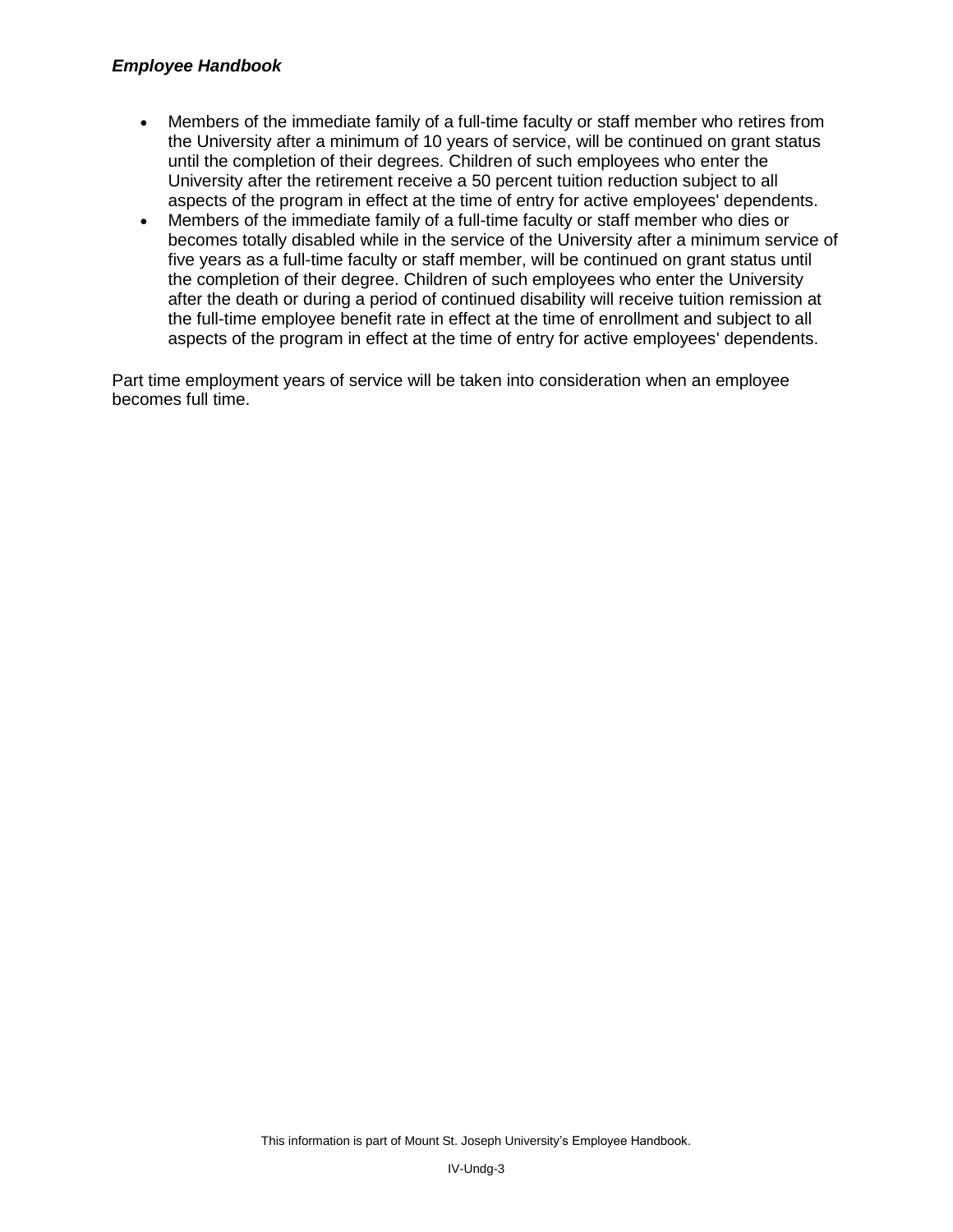- Members of the immediate family of a full-time faculty or staff member who retires from the University after a minimum of 10 years of service, will be continued on grant status until the completion of their degrees. Children of such employees who enter the University after the retirement receive a 50 percent tuition reduction subject to all aspects of the program in effect at the time of entry for active employees' dependents.
- Members of the immediate family of a full-time faculty or staff member who dies or becomes totally disabled while in the service of the University after a minimum service of five years as a full-time faculty or staff member, will be continued on grant status until the completion of their degree. Children of such employees who enter the University after the death or during a period of continued disability will receive tuition remission at the full-time employee benefit rate in effect at the time of enrollment and subject to all aspects of the program in effect at the time of entry for active employees' dependents.

Part time employment years of service will be taken into consideration when an employee becomes full time.